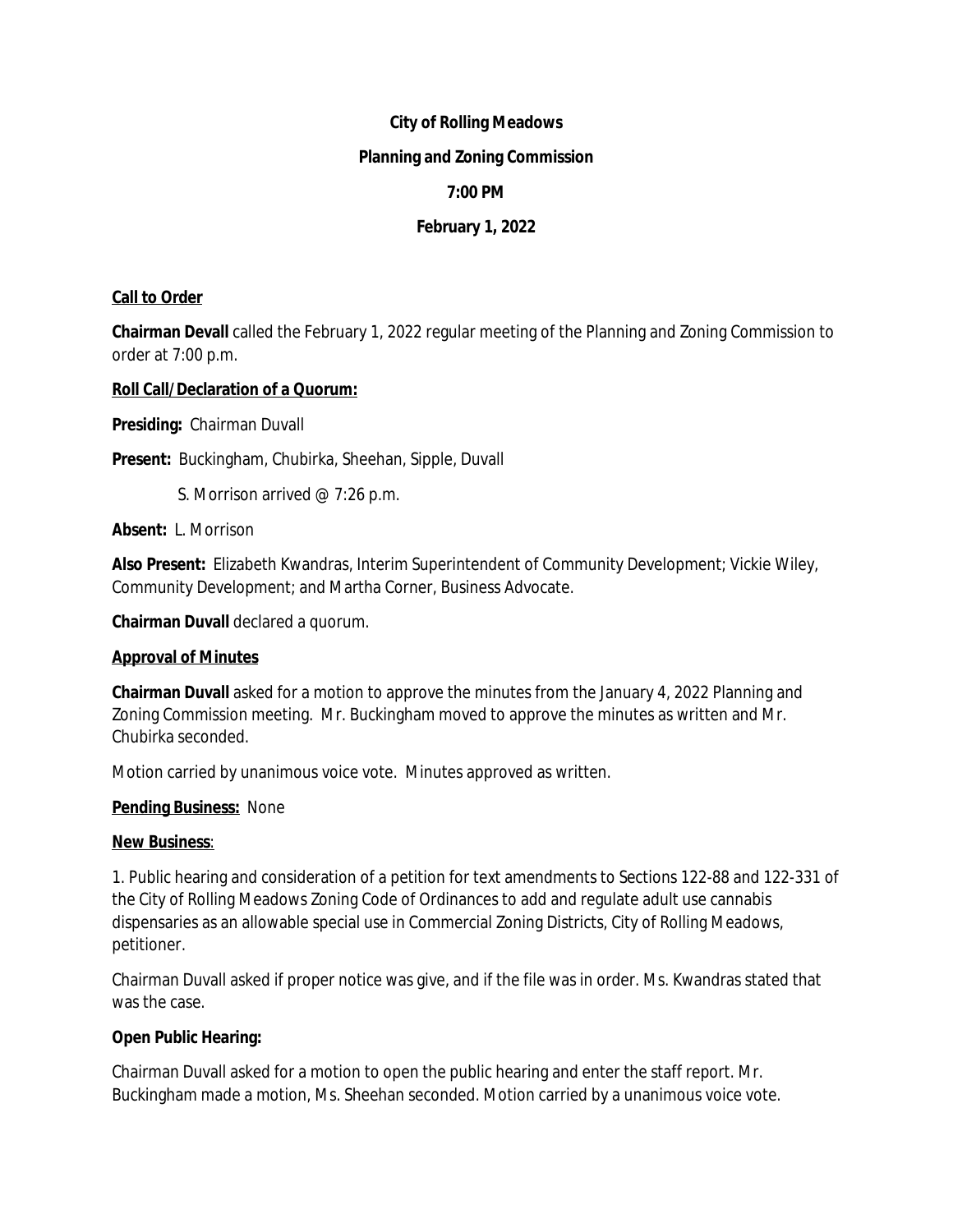**City of Rolling Meadows**

**Planning and Zoning Commission**

**7:00 PM**

**February 1, 2022**

**Call to Order**

**Chairman Devall** called the February 1, 2022 regular meeting of the Planning and Zoning Commission to order at 7:00 p.m.

**Roll Call/Declaration of a Quorum:**

**Presiding:** Chairman Duvall

**Present:** Buckingham, Chubirka, Sheehan, Sipple, Duvall

S. Morrison arrived @ 7:26 p.m.

**Absent:** L. Morrison

**Also Present:** Elizabeth Kwandras, Interim Superintendent of Community Development; Vickie Wiley, Community Development; and Martha Corner, Business Advocate.

**Chairman Duvall** declared a quorum.

**Approval of Minutes**

**Chairman Duvall** asked for a motion to approve the minutes from the January 4, 2022 Planning and Zoning Commission meeting. Mr. Buckingham moved to approve the minutes as written and Mr. Chubirka seconded.

Motion carried by unanimous voice vote. Minutes approved as written.

**Pending Business:** None

**New Business**:

1. Public hearing and consideration of a petition for text amendments to Sections 122-88 and 122-331 of the City of Rolling Meadows Zoning Code of Ordinances to add and regulate adult use cannabis dispensaries as an allowable special use in Commercial Zoning Districts, City of Rolling Meadows, petitioner.

Chairman Duvall asked if proper notice was give, and if the file was in order. Ms. Kwandras stated that was the case.

**Open Public Hearing:**

Chairman Duvall asked for a motion to open the public hearing and enter the staff report. Mr. Buckingham made a motion, Ms. Sheehan seconded. Motion carried by a unanimous voice vote.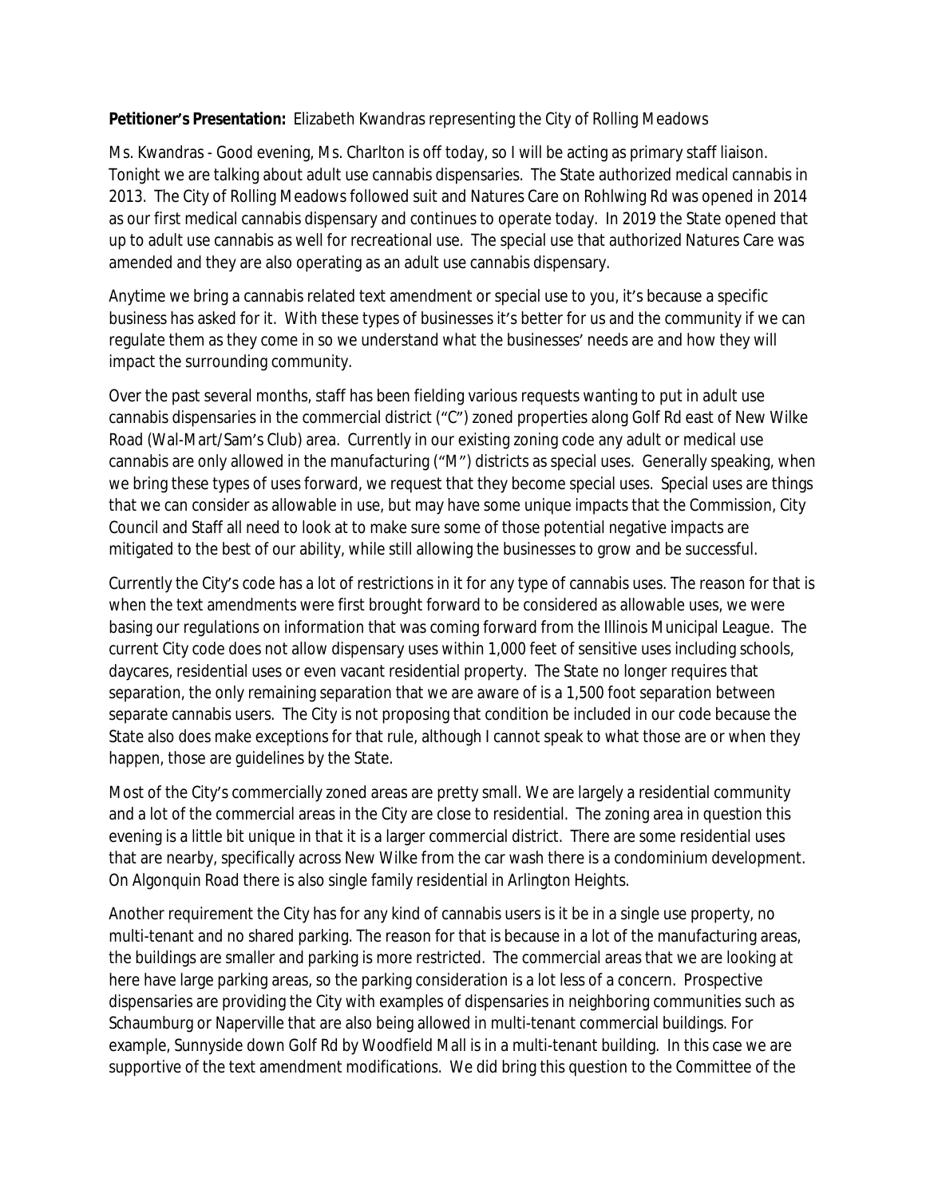**Petitioner's Presentation:** Elizabeth Kwandras representing the City of Rolling Meadows

Ms. Kwandras - Good evening, Ms. Charlton is off today, so I will be acting as primary staff liaison. Tonight we are talking about adult use cannabis dispensaries. The State authorized medical cannabis in 2013. The City of Rolling Meadows followed suit and Natures Care on Rohlwing Rd was opened in 2014 as our first medical cannabis dispensary and continues to operate today. In 2019 the State opened that up to adult use cannabis as well for recreational use. The special use that authorized Natures Care was amended and they are also operating as an adult use cannabis dispensary.

Anytime we bring a cannabis related text amendment or special use to you, it's because a specific business has asked for it. With these types of businesses it's better for us and the community if we can regulate them as they come in so we understand what the businesses' needs are and how they will impact the surrounding community.

Over the past several months, staff has been fielding various requests wanting to put in adult use cannabis dispensaries in the commercial district ("C") zoned properties along Golf Rd east of New Wilke Road (Wal-Mart/Sam's Club) area. Currently in our existing zoning code any adult or medical use cannabis are only allowed in the manufacturing ("M") districts as special uses. Generally speaking, when we bring these types of uses forward, we request that they become special uses. Special uses are things that we can consider as allowable in use, but may have some unique impacts that the Commission, City Council and Staff all need to look at to make sure some of those potential negative impacts are mitigated to the best of our ability, while still allowing the businesses to grow and be successful.

Currently the City's code has a lot of restrictions in it for any type of cannabis uses. The reason for that is when the text amendments were first brought forward to be considered as allowable uses, we were basing our regulations on information that was coming forward from the Illinois Municipal League. The current City code does not allow dispensary uses within 1,000 feet of sensitive uses including schools, daycares, residential uses or even vacant residential property. The State no longer requires that separation, the only remaining separation that we are aware of is a 1,500 foot separation between separate cannabis users. The City is not proposing that condition be included in our code because the State also does make exceptions for that rule, although I cannot speak to what those are or when they happen, those are guidelines by the State.

Most of the City's commercially zoned areas are pretty small. We are largely a residential community and a lot of the commercial areas in the City are close to residential. The zoning area in question this evening is a little bit unique in that it is a larger commercial district. There are some residential uses that are nearby, specifically across New Wilke from the car wash there is a condominium development. On Algonquin Road there is also single family residential in Arlington Heights.

Another requirement the City has for any kind of cannabis users is it be in a single use property, no multi-tenant and no shared parking. The reason for that is because in a lot of the manufacturing areas, the buildings are smaller and parking is more restricted. The commercial areas that we are looking at here have large parking areas, so the parking consideration is a lot less of a concern. Prospective dispensaries are providing the City with examples of dispensaries in neighboring communities such as Schaumburg or Naperville that are also being allowed in multi-tenant commercial buildings. For example, Sunnyside down Golf Rd by Woodfield Mall is in a multi-tenant building. In this case we are supportive of the text amendment modifications. We did bring this question to the Committee of the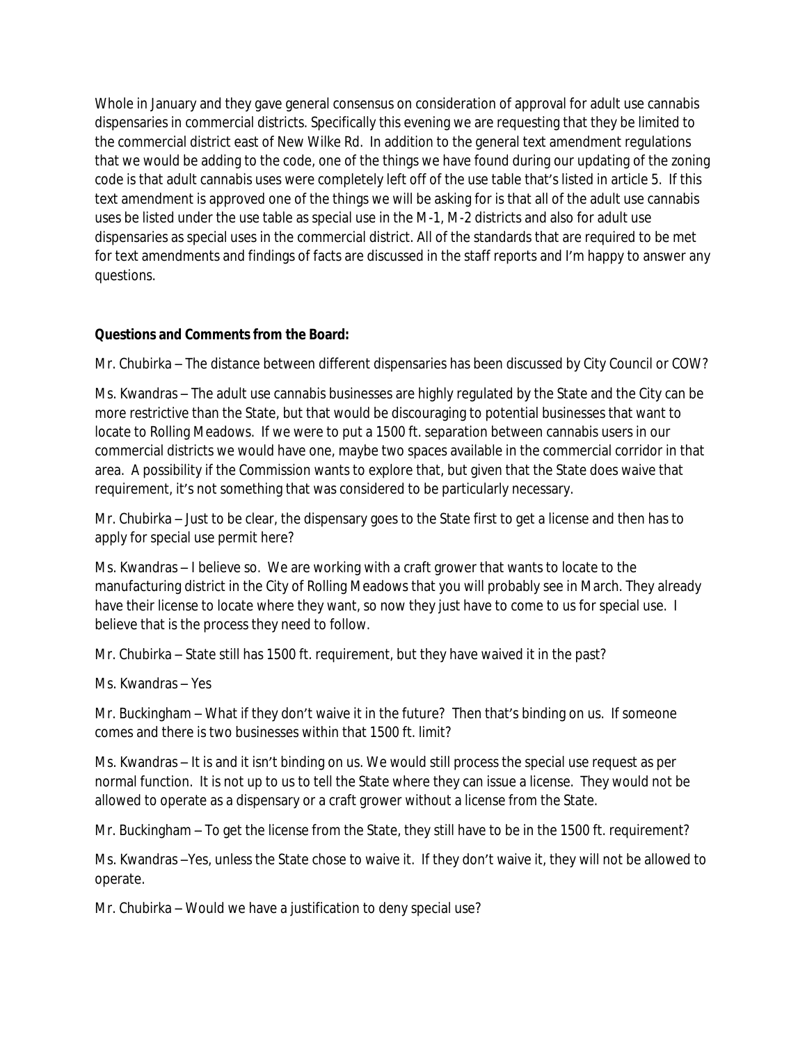Whole in January and they gave general consensus on consideration of approval for adult use cannabis dispensaries in commercial districts. Specifically this evening we are requesting that they be limited to the commercial district east of New Wilke Rd. In addition to the general text amendment regulations that we would be adding to the code, one of the things we have found during our updating of the zoning code is that adult cannabis uses were completely left off of the use table that's listed in article 5. If this text amendment is approved one of the things we will be asking for is that all of the adult use cannabis uses be listed under the use table as special use in the M-1, M-2 districts and also for adult use dispensaries as special uses in the commercial district. All of the standards that are required to be met for text amendments and findings of facts are discussed in the staff reports and I'm happy to answer any questions.

**Questions and Comments from the Board:**

Mr. Chubirka – The distance between different dispensaries has been discussed by City Council or COW?

Ms. Kwandras – The adult use cannabis businesses are highly regulated by the State and the City can be more restrictive than the State, but that would be discouraging to potential businesses that want to locate to Rolling Meadows. If we were to put a 1500 ft. separation between cannabis users in our commercial districts we would have one, maybe two spaces available in the commercial corridor in that area. A possibility if the Commission wants to explore that, but given that the State does waive that requirement, it's not something that was considered to be particularly necessary.

Mr. Chubirka – Just to be clear, the dispensary goes to the State first to get a license and then has to apply for special use permit here?

Ms. Kwandras – I believe so. We are working with a craft grower that wants to locate to the manufacturing district in the City of Rolling Meadows that you will probably see in March. They already have their license to locate where they want, so now they just have to come to us for special use. I believe that is the process they need to follow.

Mr. Chubirka – State still has 1500 ft. requirement, but they have waived it in the past?

Ms. Kwandras – Yes

Mr. Buckingham – What if they don't waive it in the future? Then that's binding on us. If someone comes and there is two businesses within that 1500 ft. limit?

Ms. Kwandras – It is and it isn't binding on us. We would still process the special use request as per normal function. It is not up to us to tell the State where they can issue a license. They would not be allowed to operate as a dispensary or a craft grower without a license from the State.

Mr. Buckingham – To get the license from the State, they still have to be in the 1500 ft. requirement?

Ms. Kwandras –Yes, unless the State chose to waive it. If they don't waive it, they will not be allowed to operate.

Mr. Chubirka – Would we have a justification to deny special use?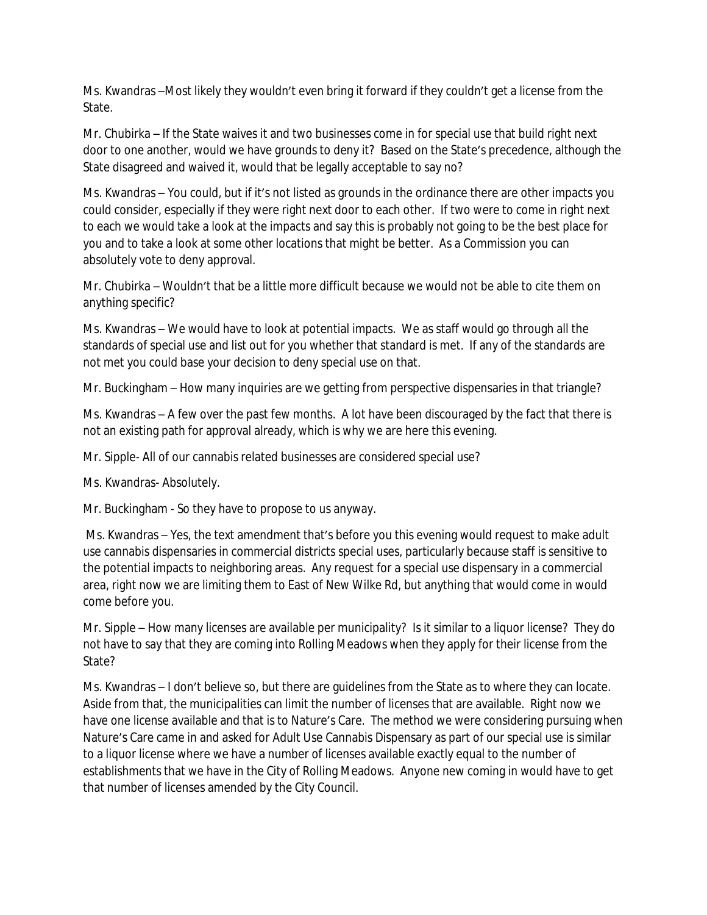Ms. Kwandras –Most likely they wouldn't even bring it forward if they couldn't get a license from the State.

Mr. Chubirka – If the State waives it and two businesses come in for special use that build right next door to one another, would we have grounds to deny it? Based on the State's precedence, although the State disagreed and waived it, would that be legally acceptable to say no?

Ms. Kwandras – You could, but if it's not listed as grounds in the ordinance there are other impacts you could consider, especially if they were right next door to each other. If two were to come in right next to each we would take a look at the impacts and say this is probably not going to be the best place for you and to take a look at some other locations that might be better. As a Commission you can absolutely vote to deny approval.

Mr. Chubirka – Wouldn't that be a little more difficult because we would not be able to cite them on anything specific?

Ms. Kwandras – We would have to look at potential impacts. We as staff would go through all the standards of special use and list out for you whether that standard is met. If any of the standards are not met you could base your decision to deny special use on that.

Mr. Buckingham – How many inquiries are we getting from perspective dispensaries in that triangle?

Ms. Kwandras – A few over the past few months. A lot have been discouraged by the fact that there is not an existing path for approval already, which is why we are here this evening.

Mr. Sipple- All of our cannabis related businesses are considered special use?

Ms. Kwandras- Absolutely.

Mr. Buckingham - So they have to propose to us anyway.

Ms. Kwandras – Yes, the text amendment that's before you this evening would request to make adult use cannabis dispensaries in commercial districts special uses, particularly because staff is sensitive to the potential impacts to neighboring areas. Any request for a special use dispensary in a commercial area, right now we are limiting them to East of New Wilke Rd, but anything that would come in would come before you.

Mr. Sipple – How many licenses are available per municipality? Is it similar to a liquor license? They do not have to say that they are coming into Rolling Meadows when they apply for their license from the State?

Ms. Kwandras – I don't believe so, but there are guidelines from the State as to where they can locate. Aside from that, the municipalities can limit the number of licenses that are available. Right now we have one license available and that is to Nature's Care. The method we were considering pursuing when Nature's Care came in and asked for Adult Use Cannabis Dispensary as part of our special use is similar to a liquor license where we have a number of licenses available exactly equal to the number of establishments that we have in the City of Rolling Meadows. Anyone new coming in would have to get that number of licenses amended by the City Council.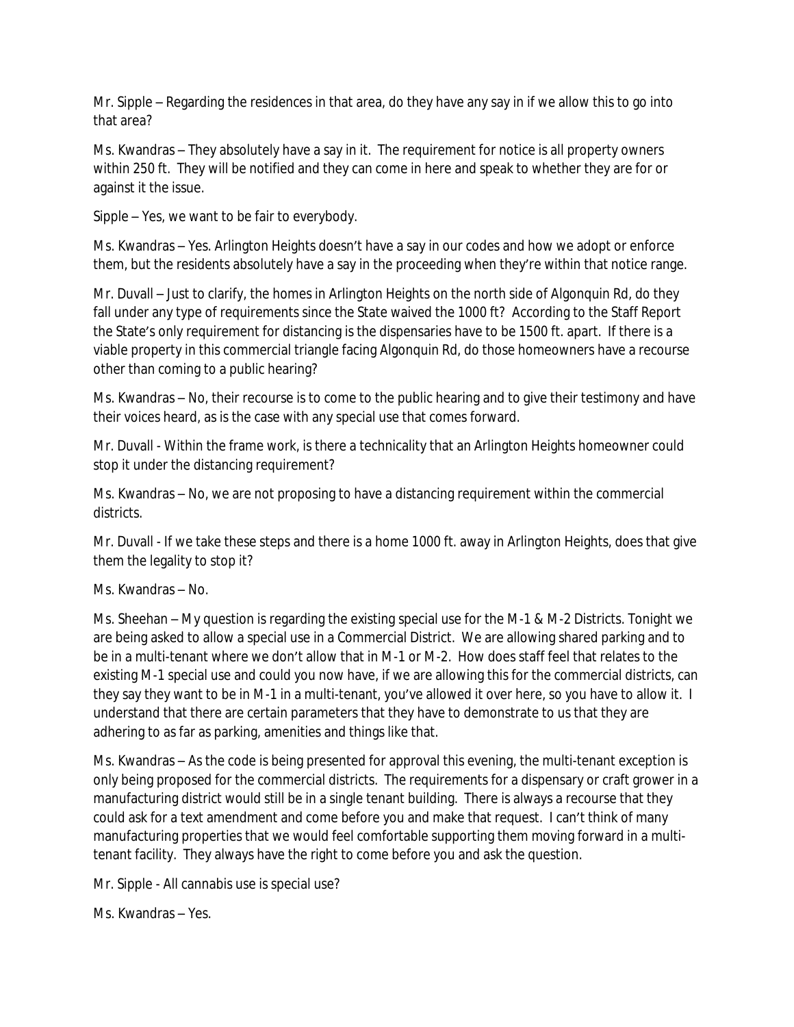Mr. Sipple – Regarding the residences in that area, do they have any say in if we allow this to go into that area?

Ms. Kwandras – They absolutely have a say in it. The requirement for notice is all property owners within 250 ft. They will be notified and they can come in here and speak to whether they are for or against it the issue.

Sipple – Yes, we want to be fair to everybody.

Ms. Kwandras – Yes. Arlington Heights doesn't have a say in our codes and how we adopt or enforce them, but the residents absolutely have a say in the proceeding when they're within that notice range.

Mr. Duvall – Just to clarify, the homes in Arlington Heights on the north side of Algonquin Rd, do they fall under any type of requirements since the State waived the 1000 ft? According to the Staff Report the State's only requirement for distancing is the dispensaries have to be 1500 ft. apart. If there is a viable property in this commercial triangle facing Algonquin Rd, do those homeowners have a recourse other than coming to a public hearing?

Ms. Kwandras – No, their recourse is to come to the public hearing and to give their testimony and have their voices heard, as is the case with any special use that comes forward.

Mr. Duvall - Within the frame work, is there a technicality that an Arlington Heights homeowner could stop it under the distancing requirement?

Ms. Kwandras – No, we are not proposing to have a distancing requirement within the commercial districts.

Mr. Duvall - If we take these steps and there is a home 1000 ft. away in Arlington Heights, does that give them the legality to stop it?

Ms. Kwandras – No.

Ms. Sheehan – My question is regarding the existing special use for the M-1 & M-2 Districts. Tonight we are being asked to allow a special use in a Commercial District. We are allowing shared parking and to be in a multi-tenant where we don't allow that in M-1 or M-2. How does staff feel that relates to the existing M-1 special use and could you now have, if we are allowing this for the commercial districts, can they say they want to be in M-1 in a multi-tenant, you've allowed it over here, so you have to allow it. I understand that there are certain parameters that they have to demonstrate to us that they are adhering to as far as parking, amenities and things like that.

Ms. Kwandras – As the code is being presented for approval this evening, the multi-tenant exception is only being proposed for the commercial districts. The requirements for a dispensary or craft grower in a manufacturing district would still be in a single tenant building. There is always a recourse that they could ask for a text amendment and come before you and make that request. I can't think of many manufacturing properties that we would feel comfortable supporting them moving forward in a multi-tenant facility. They always have the right to come before you and ask the question.

Mr. Sipple - All cannabis use is special use?

Ms. Kwandras – Yes.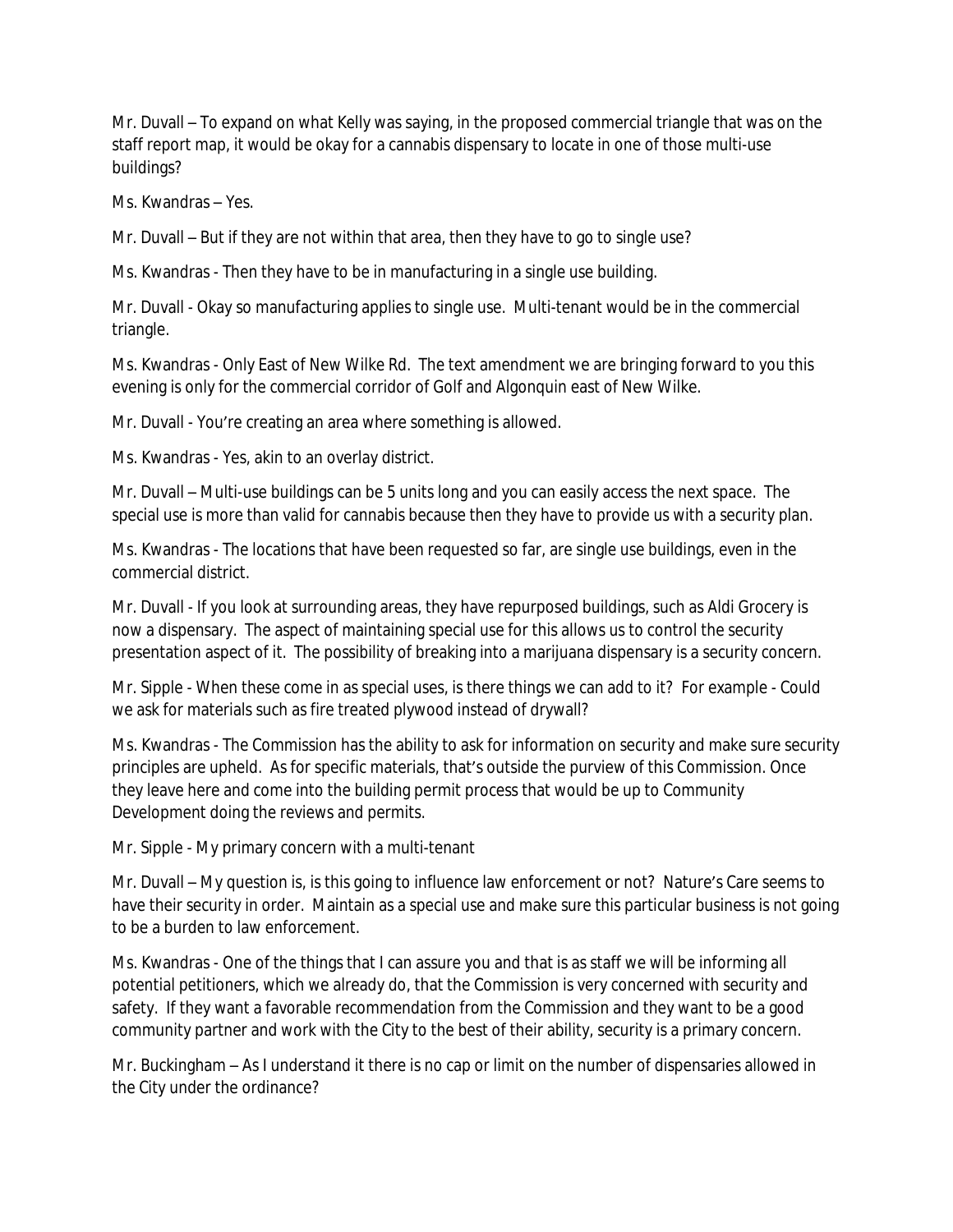Mr. Duvall – To expand on what Kelly was saying, in the proposed commercial triangle that was on the staff report map, it would be okay for a cannabis dispensary to locate in one of those multi-use buildings?

Ms. Kwandras – Yes.

Mr. Duvall – But if they are not within that area, then they have to go to single use?

Ms. Kwandras - Then they have to be in manufacturing in a single use building.

Mr. Duvall - Okay so manufacturing applies to single use. Multi-tenant would be in the commercial triangle.

Ms. Kwandras - Only East of New Wilke Rd. The text amendment we are bringing forward to you this evening is only for the commercial corridor of Golf and Algonquin east of New Wilke.

Mr. Duvall - You're creating an area where something is allowed.

Ms. Kwandras - Yes, akin to an overlay district.

Mr. Duvall – Multi-use buildings can be 5 units long and you can easily access the next space. The special use is more than valid for cannabis because then they have to provide us with a security plan.

Ms. Kwandras - The locations that have been requested so far, are single use buildings, even in the commercial district.

Mr. Duvall - If you look at surrounding areas, they have repurposed buildings, such as Aldi Grocery is now a dispensary. The aspect of maintaining special use for this allows us to control the security presentation aspect of it. The possibility of breaking into a marijuana dispensary is a security concern.

Mr. Sipple - When these come in as special uses, is there things we can add to it? For example - Could we ask for materials such as fire treated plywood instead of drywall?

Ms. Kwandras - The Commission has the ability to ask for information on security and make sure security principles are upheld. As for specific materials, that's outside the purview of this Commission. Once they leave here and come into the building permit process that would be up to Community Development doing the reviews and permits.

Mr. Sipple - My primary concern with a multi-tenant

Mr. Duvall – My question is, is this going to influence law enforcement or not? Nature's Care seems to have their security in order. Maintain as a special use and make sure this particular business is not going to be a burden to law enforcement.

Ms. Kwandras - One of the things that I can assure you and that is as staff we will be informing all potential petitioners, which we already do, that the Commission is very concerned with security and safety. If they want a favorable recommendation from the Commission and they want to be a good community partner and work with the City to the best of their ability, security is a primary concern.

Mr. Buckingham – As I understand it there is no cap or limit on the number of dispensaries allowed in the City under the ordinance?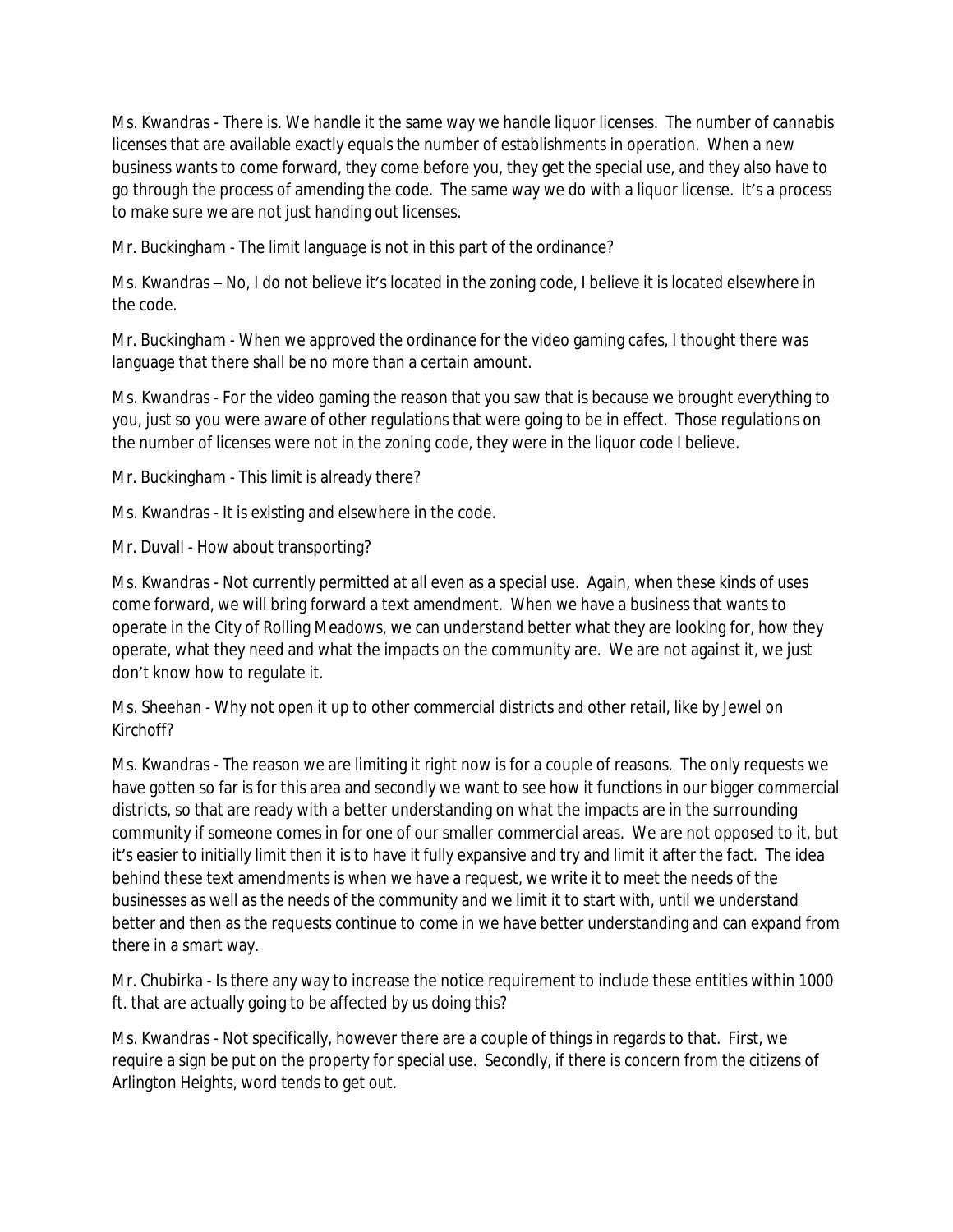Ms. Kwandras - There is. We handle it the same way we handle liquor licenses. The number of cannabis licenses that are available exactly equals the number of establishments in operation. When a new business wants to come forward, they come before you, they get the special use, and they also have to go through the process of amending the code. The same way we do with a liquor license. It's a process to make sure we are not just handing out licenses.

Mr. Buckingham - The limit language is not in this part of the ordinance?

Ms. Kwandras – No, I do not believe it's located in the zoning code, I believe it is located elsewhere in the code.

Mr. Buckingham - When we approved the ordinance for the video gaming cafes, I thought there was language that there shall be no more than a certain amount.

Ms. Kwandras - For the video gaming the reason that you saw that is because we brought everything to you, just so you were aware of other regulations that were going to be in effect. Those regulations on the number of licenses were not in the zoning code, they were in the liquor code I believe.

Mr. Buckingham - This limit is already there?

Ms. Kwandras - It is existing and elsewhere in the code.

Mr. Duvall - How about transporting?

Ms. Kwandras - Not currently permitted at all even as a special use. Again, when these kinds of uses come forward, we will bring forward a text amendment. When we have a business that wants to operate in the City of Rolling Meadows, we can understand better what they are looking for, how they operate, what they need and what the impacts on the community are. We are not against it, we just don't know how to regulate it.

Ms. Sheehan - Why not open it up to other commercial districts and other retail, like by Jewel on Kirchoff?

Ms. Kwandras - The reason we are limiting it right now is for a couple of reasons. The only requests we have gotten so far is for this area and secondly we want to see how it functions in our bigger commercial districts, so that are ready with a better understanding on what the impacts are in the surrounding community if someone comes in for one of our smaller commercial areas. We are not opposed to it, but it's easier to initially limit then it is to have it fully expansive and try and limit it after the fact. The idea behind these text amendments is when we have a request, we write it to meet the needs of the businesses as well as the needs of the community and we limit it to start with, until we understand better and then as the requests continue to come in we have better understanding and can expand from there in a smart way.

Mr. Chubirka - Is there any way to increase the notice requirement to include these entities within 1000 ft. that are actually going to be affected by us doing this?

Ms. Kwandras - Not specifically, however there are a couple of things in regards to that. First, we require a sign be put on the property for special use. Secondly, if there is concern from the citizens of Arlington Heights, word tends to get out.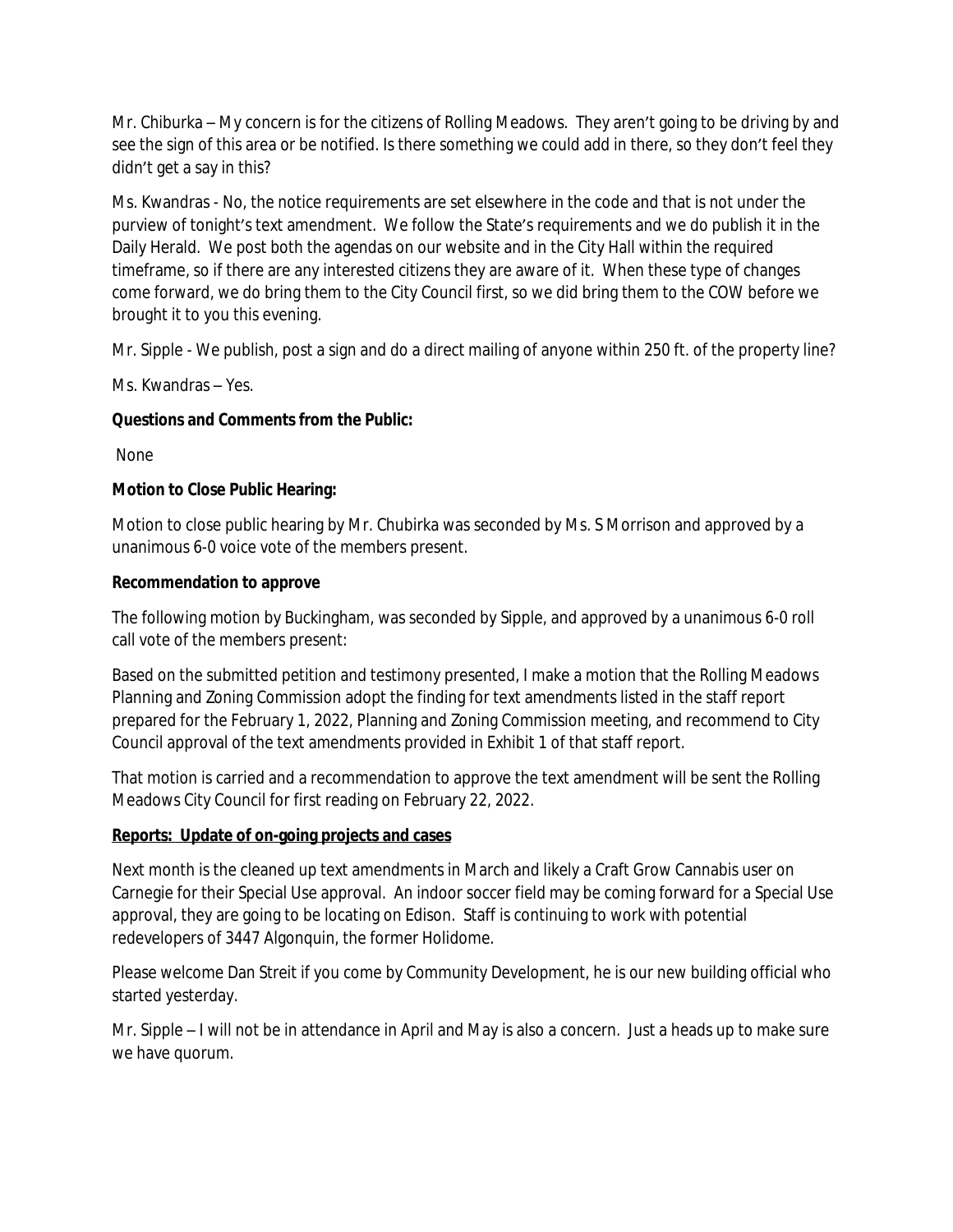Mr. Chiburka – My concern is for the citizens of Rolling Meadows. They aren't going to be driving by and see the sign of this area or be notified. Is there something we could add in there, so they don't feel they didn't get a say in this?

Ms. Kwandras - No, the notice requirements are set elsewhere in the code and that is not under the purview of tonight's text amendment. We follow the State's requirements and we do publish it in the Daily Herald. We post both the agendas on our website and in the City Hall within the required timeframe, so if there are any interested citizens they are aware of it. When these type of changes come forward, we do bring them to the City Council first, so we did bring them to the COW before we brought it to you this evening.

Mr. Sipple - We publish, post a sign and do a direct mailing of anyone within 250 ft. of the property line?

Ms. Kwandras – Yes.

**Questions and Comments from the Public:**

None

**Motion to Close Public Hearing:**

Motion to close public hearing by Mr. Chubirka was seconded by Ms. S Morrison and approved by a unanimous 6-0 voice vote of the members present.

**Recommendation to approve**

The following motion by Buckingham, was seconded by Sipple, and approved by a unanimous 6-0 roll call vote of the members present:

Based on the submitted petition and testimony presented, I make a motion that the Rolling Meadows Planning and Zoning Commission adopt the finding for text amendments listed in the staff report prepared for the February 1, 2022, Planning and Zoning Commission meeting, and recommend to City Council approval of the text amendments provided in Exhibit 1 of that staff report.

That motion is carried and a recommendation to approve the text amendment will be sent the Rolling Meadows City Council for first reading on February 22, 2022.

**Reports: Update of on-going projects and cases**

Next month is the cleaned up text amendments in March and likely a Craft Grow Cannabis user on Carnegie for their Special Use approval. An indoor soccer field may be coming forward for a Special Use approval, they are going to be locating on Edison. Staff is continuing to work with potential redevelopers of 3447 Algonquin, the former Holidome.

Please welcome Dan Streit if you come by Community Development, he is our new building official who started yesterday.

Mr. Sipple – I will not be in attendance in April and May is also a concern. Just a heads up to make sure we have quorum.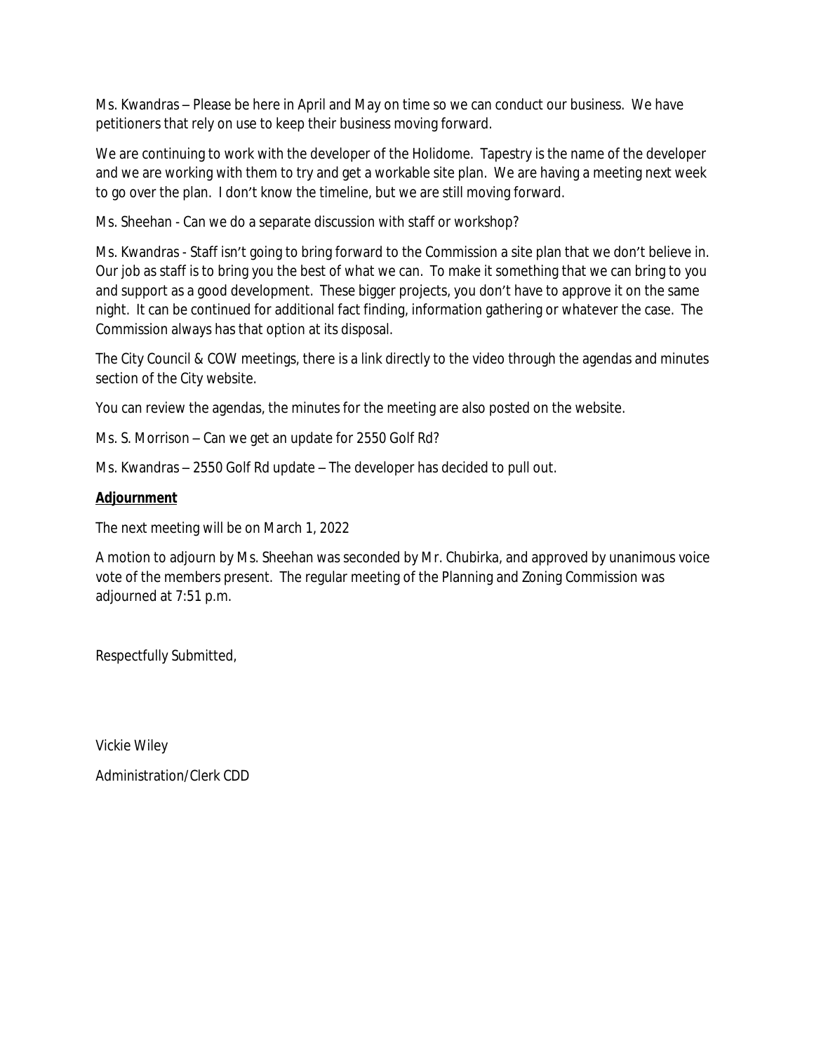Ms. Kwandras – Please be here in April and May on time so we can conduct our business. We have petitioners that rely on use to keep their business moving forward.

We are continuing to work with the developer of the Holidome. Tapestry is the name of the developer and we are working with them to try and get a workable site plan. We are having a meeting next week to go over the plan. I don't know the timeline, but we are still moving forward.

Ms. Sheehan - Can we do a separate discussion with staff or workshop?

Ms. Kwandras - Staff isn't going to bring forward to the Commission a site plan that we don't believe in. Our job as staff is to bring you the best of what we can. To make it something that we can bring to you and support as a good development. These bigger projects, you don't have to approve it on the same night. It can be continued for additional fact finding, information gathering or whatever the case. The Commission always has that option at its disposal.

The City Council & COW meetings, there is a link directly to the video through the agendas and minutes section of the City website.

You can review the agendas, the minutes for the meeting are also posted on the website.

Ms. S. Morrison – Can we get an update for 2550 Golf Rd?

Ms. Kwandras – 2550 Golf Rd update – The developer has decided to pull out.

**Adjournment**

The next meeting will be on March 1, 2022

A motion to adjourn by Ms. Sheehan was seconded by Mr. Chubirka, and approved by unanimous voice vote of the members present. The regular meeting of the Planning and Zoning Commission was adjourned at 7:51 p.m.

Respectfully Submitted,

Vickie Wiley

Administration/Clerk CDD